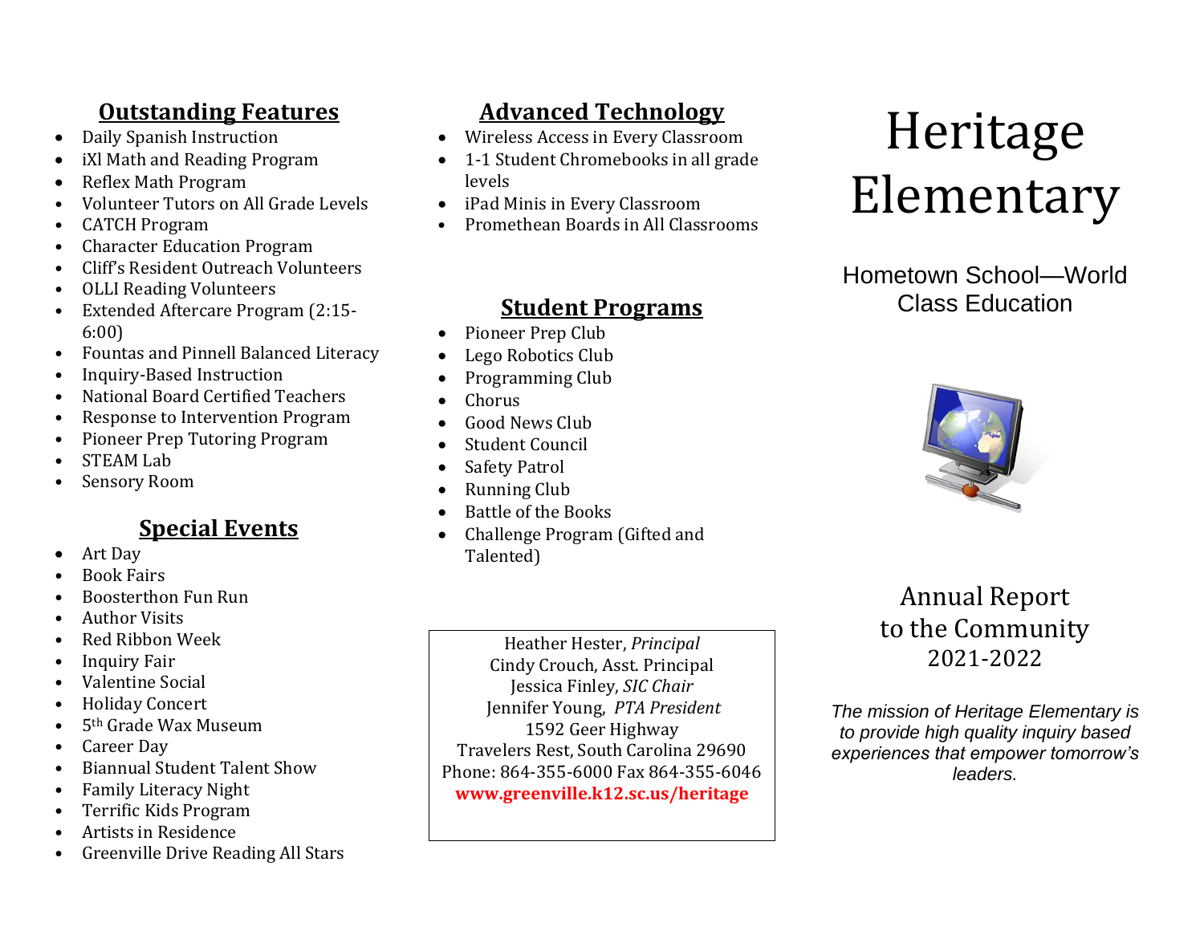## Outstanding Features

- Daily Spanish Instruction
- iXl Math and Reading Program
- Reflex Math Program
- Volunteer Tutors on All Grade Levels
- CATCH Program
- Character Education Program
- Cliff's Resident Outreach Volunteers
- OLLI Reading Volunteers
- Extended Aftercare Program (2:15-6:00)
- Fountas and Pinnell Balanced Literacy
- Inquiry-Based Instruction
- National Board Certified Teachers
- Response to Intervention Program
- Pioneer Prep Tutoring Program
- STEAM Lab
- Sensory Room

## Special Events

- Art Day
- Book Fairs
- Boosterthon Fun Run
- Author Visits
- Red Ribbon Week
- Inquiry Fair
- Valentine Social
- Holiday Concert
- 5th Grade Wax Museum
- Career Day
- Biannual Student Talent Show
- Family Literacy Night
- Terrific Kids Program
- Artists in Residence
- Greenville Drive Reading All Stars

## Advanced Technology

- Wireless Access in Every Classroom
- 1-1 Student Chromebooks in all grade levels
- iPad Minis in Every Classroom
- Promethean Boards in All Classrooms

## Student Programs

- Pioneer Prep Club
- Lego Robotics Club
- Programming Club
- Chorus
- Good News Club
- Student Council
- Safety Patrol
- Running Club
- Battle of the Books
- Challenge Program (Gifted and Talented)

Heather Hester, *Principal*
Cindy Crouch, Asst. Principal
Jessica Finley, *SIC Chair*
Jennifer Young, *PTA President*
1592 Geer Highway
Travelers Rest, South Carolina 29690
Phone: 864-355-6000 Fax 864-355-6046
**www.greenville.k12.sc.us/heritage**

# Heritage Elementary

Hometown School—World Class Education

Annual Report
to the Community
2021-2022

*The mission of Heritage Elementary is to provide high quality inquiry based experiences that empower tomorrow's leaders.*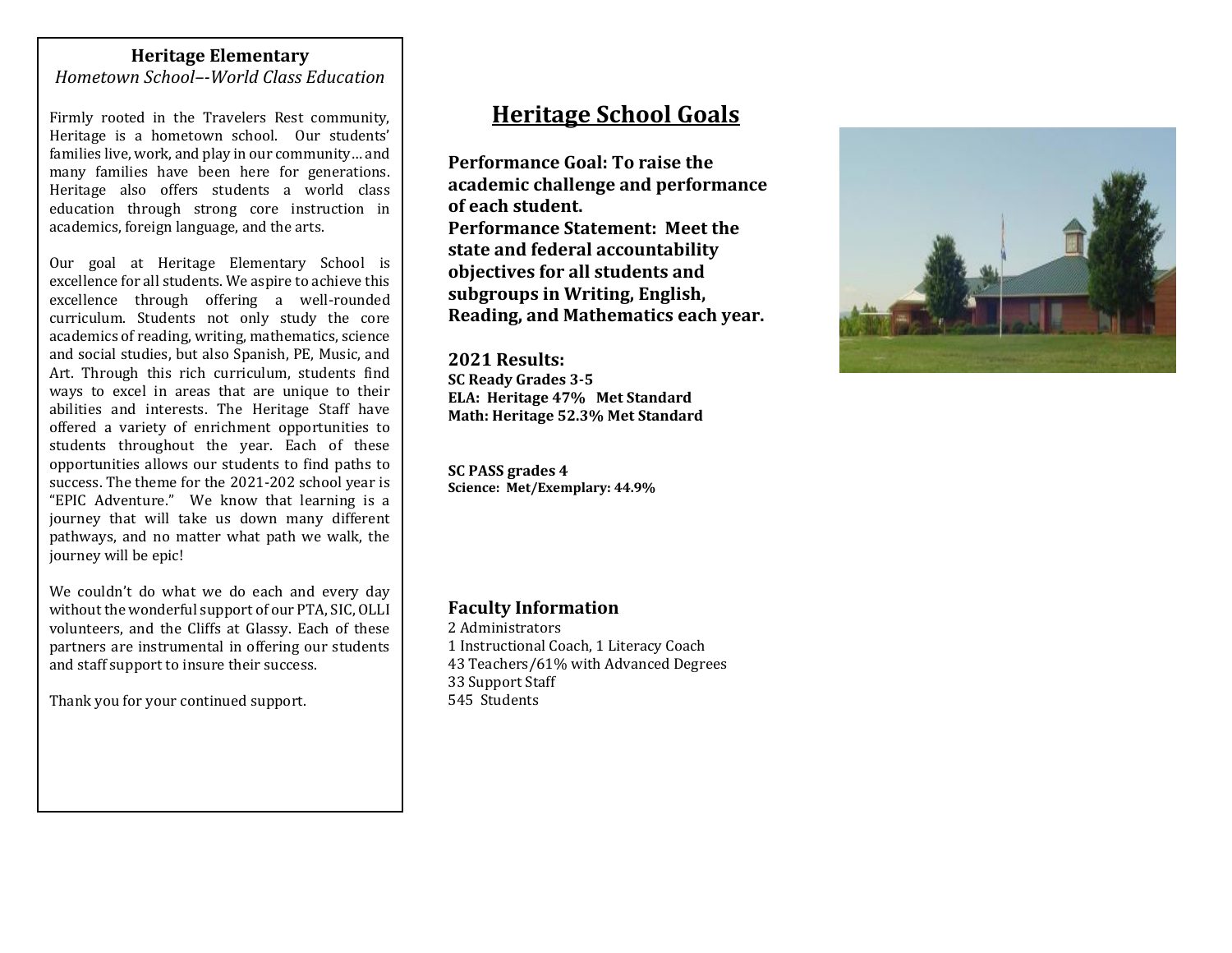## Heritage Elementary

*Hometown School–-World Class Education*

Firmly rooted in the Travelers Rest community, Heritage is a hometown school. Our students' families live, work, and play in our community… and many families have been here for generations. Heritage also offers students a world class education through strong core instruction in academics, foreign language, and the arts.

Our goal at Heritage Elementary School is excellence for all students. We aspire to achieve this excellence through offering a well-rounded curriculum. Students not only study the core academics of reading, writing, mathematics, science and social studies, but also Spanish, PE, Music, and Art. Through this rich curriculum, students find ways to excel in areas that are unique to their abilities and interests. The Heritage Staff have offered a variety of enrichment opportunities to students throughout the year. Each of these opportunities allows our students to find paths to success. The theme for the 2021-202 school year is "EPIC Adventure." We know that learning is a journey that will take us down many different pathways, and no matter what path we walk, the journey will be epic!

We couldn't do what we do each and every day without the wonderful support of our PTA, SIC, OLLI volunteers, and the Cliffs at Glassy. Each of these partners are instrumental in offering our students and staff support to insure their success.

Thank you for your continued support.

## Heritage School Goals

**Performance Goal: To raise the academic challenge and performance of each student.**
**Performance Statement: Meet the state and federal accountability objectives for all students and subgroups in Writing, English, Reading, and Mathematics each year.**

### 2021 Results:

**SC Ready Grades 3-5**
**ELA: Heritage 47% Met Standard**
**Math: Heritage 52.3% Met Standard**

**SC PASS grades 4**
**Science: Met/Exemplary: 44.9%**

### Faculty Information

2 Administrators
1 Instructional Coach, 1 Literacy Coach
43 Teachers/61% with Advanced Degrees
33 Support Staff
545 Students